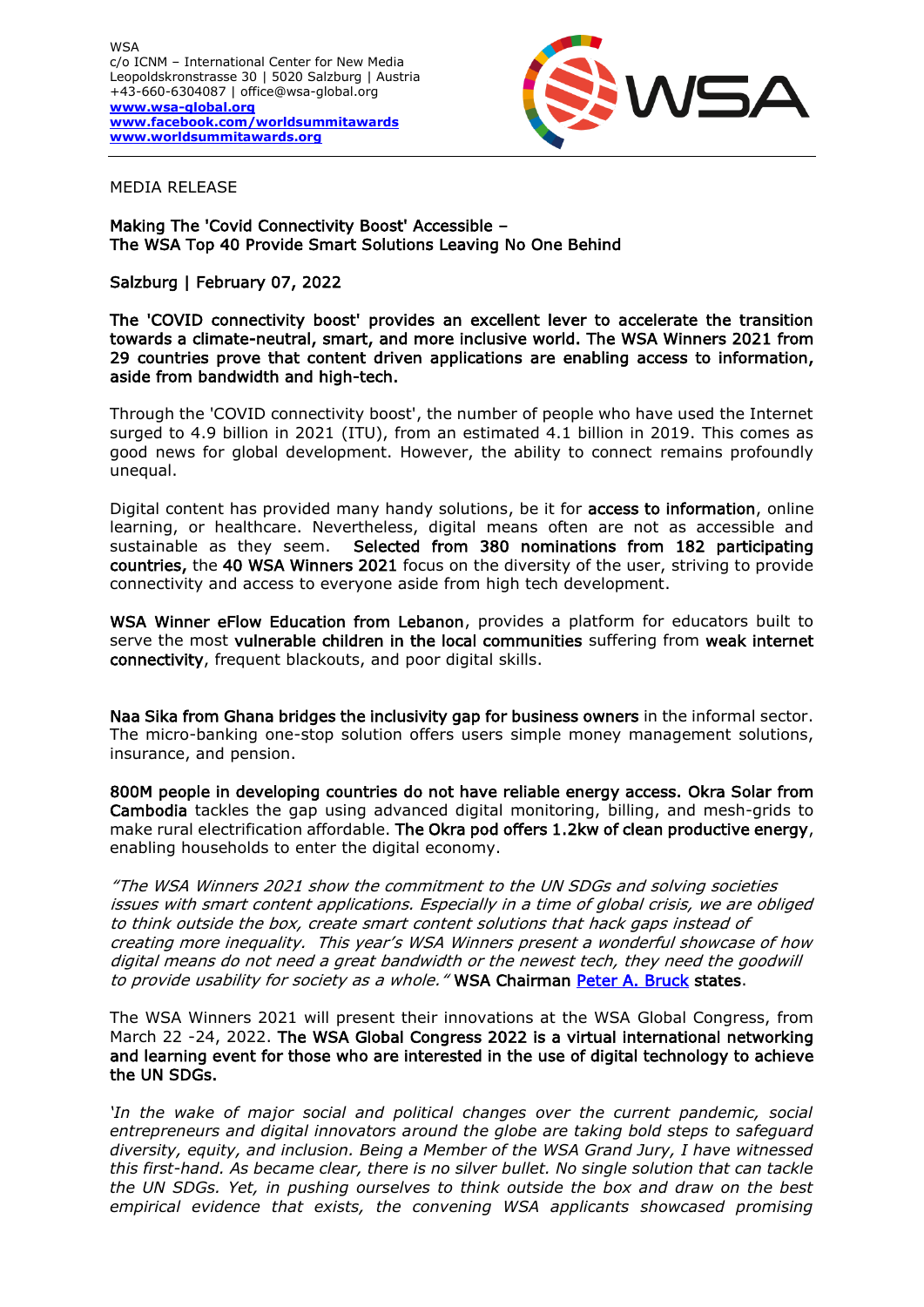WSA
c/o ICNM – International Center for New Media
Leopoldskronstrasse 30 | 5020 Salzburg | Austria
+43-660-6304087 | office@wsa-global.org
**www.wsa-global.org**
**www.facebook.com/worldsummitawards**
**www.worldsummitawards.org**

MEDIA RELEASE

# Making The 'Covid Connectivity Boost' Accessible – The WSA Top 40 Provide Smart Solutions Leaving No One Behind

Salzburg | February 07, 2022

**The 'COVID connectivity boost' provides an excellent lever to accelerate the transition towards a climate-neutral, smart, and more inclusive world. The WSA Winners 2021 from 29 countries prove that content driven applications are enabling access to information, aside from bandwidth and high-tech.**

Through the 'COVID connectivity boost', the number of people who have used the Internet surged to 4.9 billion in 2021 (ITU), from an estimated 4.1 billion in 2019. This comes as good news for global development. However, the ability to connect remains profoundly unequal.

Digital content has provided many handy solutions, be it for **access to information**, online learning, or healthcare. Nevertheless, digital means often are not as accessible and sustainable as they seem. **Selected from 380 nominations from 182 participating countries,** the **40 WSA Winners 2021** focus on the diversity of the user, striving to provide connectivity and access to everyone aside from high tech development.

**WSA Winner eFlow Education from Lebanon**, provides a platform for educators built to serve the most **vulnerable children in the local communities** suffering from **weak internet connectivity**, frequent blackouts, and poor digital skills.

**Naa Sika from Ghana bridges the inclusivity gap for business owners** in the informal sector. The micro-banking one-stop solution offers users simple money management solutions, insurance, and pension.

**800M people in developing countries do not have reliable energy access. Okra Solar from Cambodia** tackles the gap using advanced digital monitoring, billing, and mesh-grids to make rural electrification affordable. **The Okra pod offers 1.2kw of clean productive energy**, enabling households to enter the digital economy.

*"The WSA Winners 2021 show the commitment to the UN SDGs and solving societies issues with smart content applications. Especially in a time of global crisis, we are obliged to think outside the box, create smart content solutions that hack gaps instead of creating more inequality. This year's WSA Winners present a wonderful showcase of how digital means do not need a great bandwidth or the newest tech, they need the goodwill to provide usability for society as a whole."* **WSA Chairman** Peter A. Bruck **states**.

The WSA Winners 2021 will present their innovations at the WSA Global Congress, from March 22 -24, 2022. **The WSA Global Congress 2022 is a virtual international networking and learning event for those who are interested in the use of digital technology to achieve the UN SDGs.**

*'In the wake of major social and political changes over the current pandemic, social entrepreneurs and digital innovators around the globe are taking bold steps to safeguard diversity, equity, and inclusion. Being a Member of the WSA Grand Jury, I have witnessed this first-hand. As became clear, there is no silver bullet. No single solution that can tackle the UN SDGs. Yet, in pushing ourselves to think outside the box and draw on the best empirical evidence that exists, the convening WSA applicants showcased promising*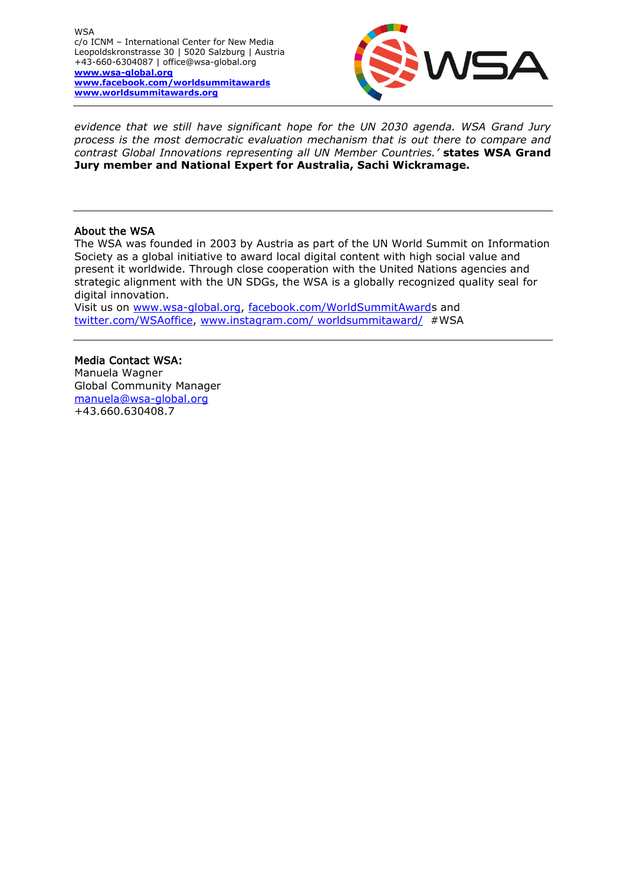*evidence that we still have significant hope for the UN 2030 agenda. WSA Grand Jury process is the most democratic evaluation mechanism that is out there to compare and contrast Global Innovations representing all UN Member Countries.'* **states WSA Grand Jury member and National Expert for Australia, Sachi Wickramage.**

---

## About the WSA

The WSA was founded in 2003 by Austria as part of the UN World Summit on Information Society as a global initiative to award local digital content with high social value and present it worldwide. Through close cooperation with the United Nations agencies and strategic alignment with the UN SDGs, the WSA is a globally recognized quality seal for digital innovation.

Visit us on www.wsa-global.org, facebook.com/WorldSummitAwards and twitter.com/WSAoffice, www.instagram.com/ worldsummitaward/ #WSA

---

## Media Contact WSA:

Manuela Wagner
Global Community Manager
manuela@wsa-global.org
+43.660.630408.7